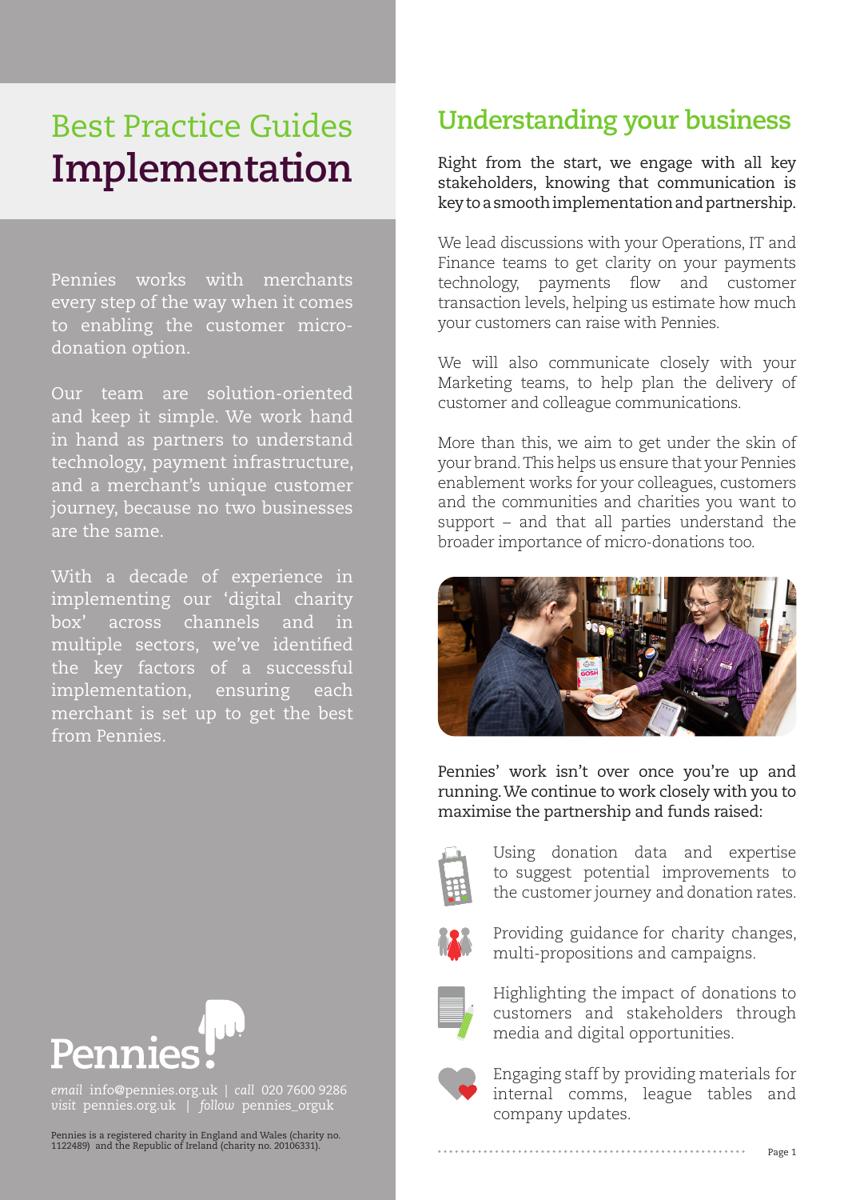# Best Practice Guides
# Implementation

Pennies works with merchants every step of the way when it comes to enabling the customer micro-donation option.

Our team are solution-oriented and keep it simple. We work hand in hand as partners to understand technology, payment infrastructure, and a merchant's unique customer journey, because no two businesses are the same.

With a decade of experience in implementing our 'digital charity box' across channels and in multiple sectors, we've identified the key factors of a successful implementation, ensuring each merchant is set up to get the best from Pennies.

Pennies!

*email* info@pennies.org.uk | *call* 020 7600 9286
*visit* pennies.org.uk | *follow* pennies_orguk

Pennies is a registered charity in England and Wales (charity no. 1122489) and the Republic of Ireland (charity no. 20106331).

## Understanding your business

Right from the start, we engage with all key stakeholders, knowing that communication is key to a smooth implementation and partnership.

We lead discussions with your Operations, IT and Finance teams to get clarity on your payments technology, payments flow and customer transaction levels, helping us estimate how much your customers can raise with Pennies.

We will also communicate closely with your Marketing teams, to help plan the delivery of customer and colleague communications.

More than this, we aim to get under the skin of your brand. This helps us ensure that your Pennies enablement works for your colleagues, customers and the communities and charities you want to support – and that all parties understand the broader importance of micro-donations too.

Pennies' work isn't over once you're up and running. We continue to work closely with you to maximise the partnership and funds raised:

- Using donation data and expertise to suggest potential improvements to the customer journey and donation rates.
- Providing guidance for charity changes, multi-propositions and campaigns.
- Highlighting the impact of donations to customers and stakeholders through media and digital opportunities.
- Engaging staff by providing materials for internal comms, league tables and company updates.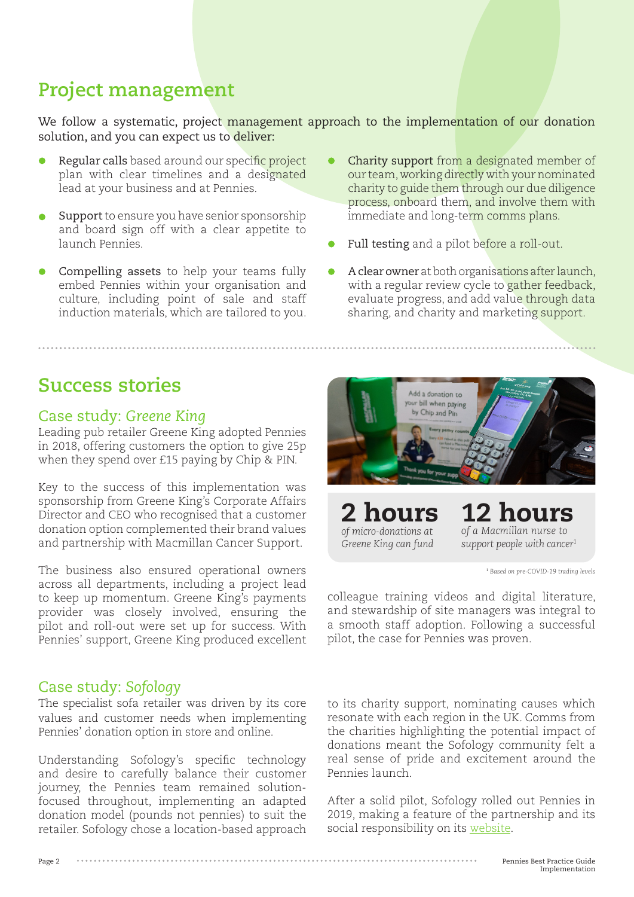## Project management

We follow a systematic, project management approach to the implementation of our donation solution, and you can expect us to deliver:

- **Regular calls** based around our specific project plan with clear timelines and a designated lead at your business and at Pennies.
- **Support** to ensure you have senior sponsorship and board sign off with a clear appetite to launch Pennies.
- **Compelling assets** to help your teams fully embed Pennies within your organisation and culture, including point of sale and staff induction materials, which are tailored to you.
- **Charity support** from a designated member of our team, working directly with your nominated charity to guide them through our due diligence process, onboard them, and involve them with immediate and long-term comms plans.
- **Full testing** and a pilot before a roll-out.
- **A clear owner** at both organisations after launch, with a regular review cycle to gather feedback, evaluate progress, and add value through data sharing, and charity and marketing support.

## Success stories

### Case study: *Greene King*

Leading pub retailer Greene King adopted Pennies in 2018, offering customers the option to give 25p when they spend over £15 paying by Chip & PIN.

Key to the success of this implementation was sponsorship from Greene King's Corporate Affairs Director and CEO who recognised that a customer donation option complemented their brand values and partnership with Macmillan Cancer Support.

The business also ensured operational owners across all departments, including a project lead to keep up momentum. Greene King's payments provider was closely involved, ensuring the pilot and roll-out were set up for success. With Pennies' support, Greene King produced excellent colleague training videos and digital literature, and stewardship of site managers was integral to a smooth staff adoption. Following a successful pilot, the case for Pennies was proven.

**2 hours**
*of micro-donations at Greene King can fund*

**12 hours**
*of a Macmillan nurse to support people with cancer*[1]

[1] *Based on pre-COVID-19 trading levels*

### Case study: *Sofology*

The specialist sofa retailer was driven by its core values and customer needs when implementing Pennies' donation option in store and online.

Understanding Sofology's specific technology and desire to carefully balance their customer journey, the Pennies team remained solution-focused throughout, implementing an adapted donation model (pounds not pennies) to suit the retailer. Sofology chose a location-based approach to its charity support, nominating causes which resonate with each region in the UK. Comms from the charities highlighting the potential impact of donations meant the Sofology community felt a real sense of pride and excitement around the Pennies launch.

After a solid pilot, Sofology rolled out Pennies in 2019, making a feature of the partnership and its social responsibility on its website.